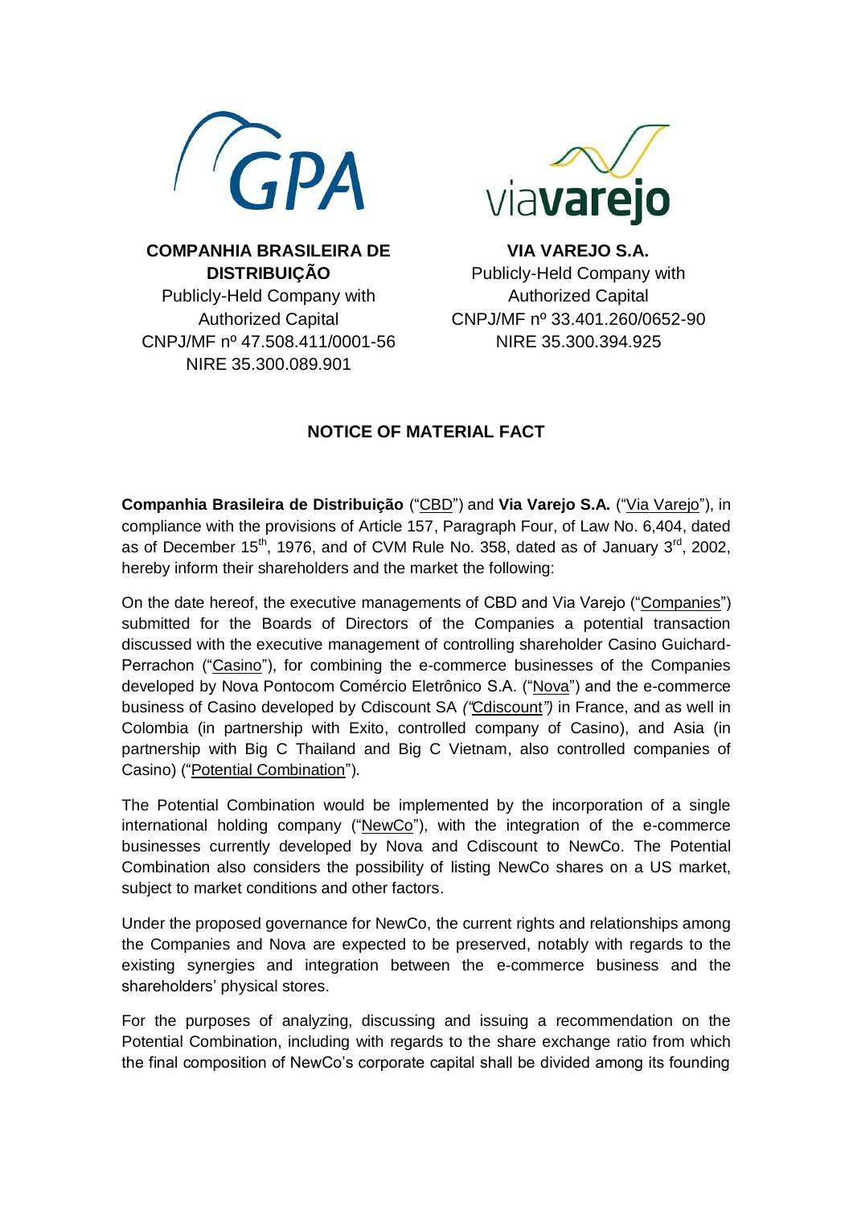**COMPANHIA BRASILEIRA DE DISTRIBUIÇÃO**
Publicly-Held Company with Authorized Capital
CNPJ/MF nº 47.508.411/0001-56
NIRE 35.300.089.901

**VIA VAREJO S.A.**
Publicly-Held Company with Authorized Capital
CNPJ/MF nº 33.401.260/0652-90
NIRE 35.300.394.925

## NOTICE OF MATERIAL FACT

**Companhia Brasileira de Distribuição** ("CBD") and **Via Varejo S.A.** ("Via Varejo"), in compliance with the provisions of Article 157, Paragraph Four, of Law No. 6,404, dated as of December 15th, 1976, and of CVM Rule No. 358, dated as of January 3rd, 2002, hereby inform their shareholders and the market the following:

On the date hereof, the executive managements of CBD and Via Varejo ("Companies") submitted for the Boards of Directors of the Companies a potential transaction discussed with the executive management of controlling shareholder Casino Guichard-Perrachon ("Casino"), for combining the e-commerce businesses of the Companies developed by Nova Pontocom Comércio Eletrônico S.A. ("Nova") and the e-commerce business of Casino developed by Cdiscount SA *("Cdiscount")* in France, and as well in Colombia (in partnership with Exito, controlled company of Casino), and Asia (in partnership with Big C Thailand and Big C Vietnam, also controlled companies of Casino) ("Potential Combination").

The Potential Combination would be implemented by the incorporation of a single international holding company ("NewCo"), with the integration of the e-commerce businesses currently developed by Nova and Cdiscount to NewCo. The Potential Combination also considers the possibility of listing NewCo shares on a US market, subject to market conditions and other factors.

Under the proposed governance for NewCo, the current rights and relationships among the Companies and Nova are expected to be preserved, notably with regards to the existing synergies and integration between the e-commerce business and the shareholders' physical stores.

For the purposes of analyzing, discussing and issuing a recommendation on the Potential Combination, including with regards to the share exchange ratio from which the final composition of NewCo's corporate capital shall be divided among its founding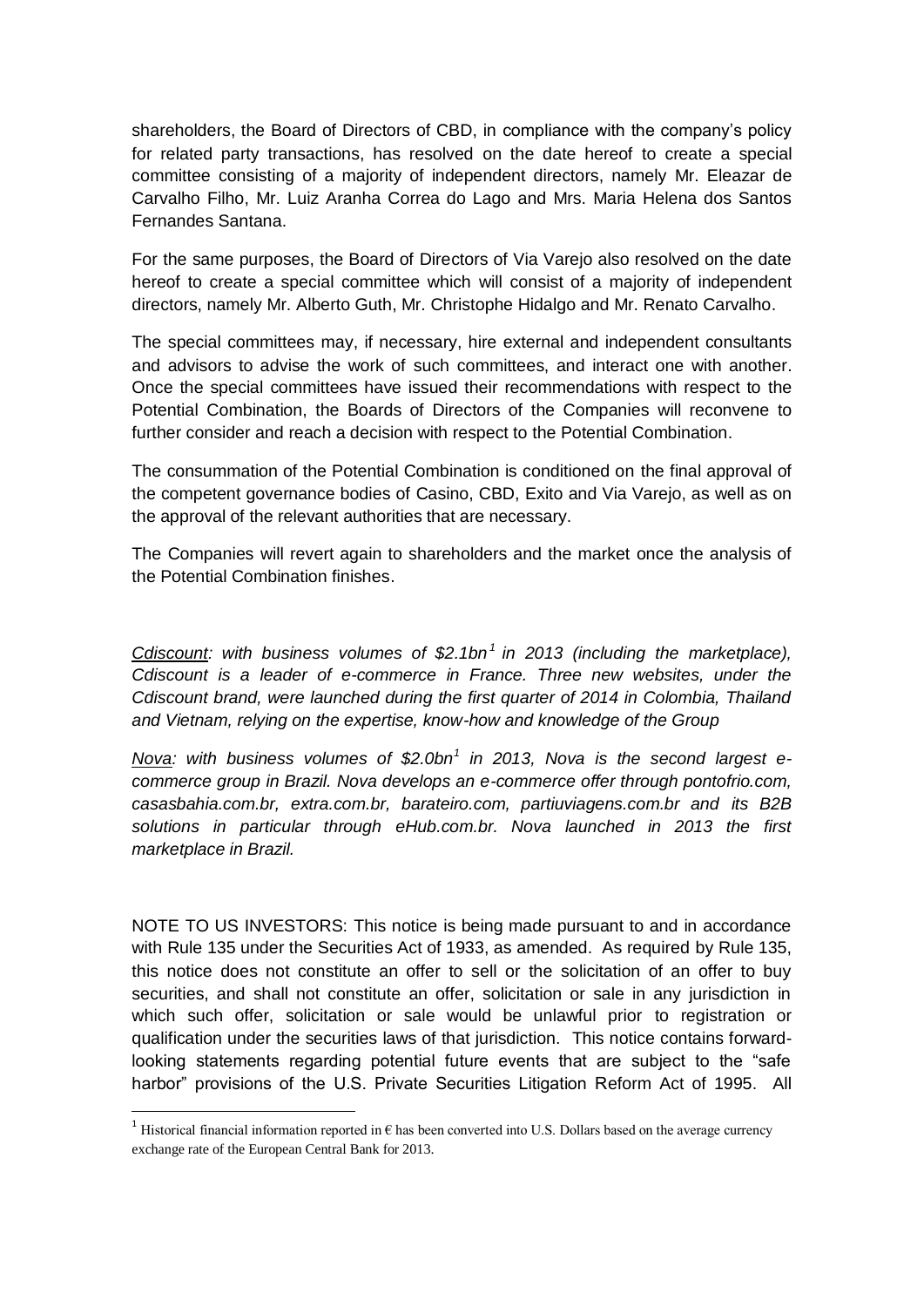shareholders, the Board of Directors of CBD, in compliance with the company's policy for related party transactions, has resolved on the date hereof to create a special committee consisting of a majority of independent directors, namely Mr. Eleazar de Carvalho Filho, Mr. Luiz Aranha Correa do Lago and Mrs. Maria Helena dos Santos Fernandes Santana.

For the same purposes, the Board of Directors of Via Varejo also resolved on the date hereof to create a special committee which will consist of a majority of independent directors, namely Mr. Alberto Guth, Mr. Christophe Hidalgo and Mr. Renato Carvalho.

The special committees may, if necessary, hire external and independent consultants and advisors to advise the work of such committees, and interact one with another. Once the special committees have issued their recommendations with respect to the Potential Combination, the Boards of Directors of the Companies will reconvene to further consider and reach a decision with respect to the Potential Combination.

The consummation of the Potential Combination is conditioned on the final approval of the competent governance bodies of Casino, CBD, Exito and Via Varejo, as well as on the approval of the relevant authorities that are necessary.

The Companies will revert again to shareholders and the market once the analysis of the Potential Combination finishes.

*<u>Cdiscount</u>: with business volumes of $2.1bn[1] in 2013 (including the marketplace), Cdiscount is a leader of e-commerce in France. Three new websites, under the Cdiscount brand, were launched during the first quarter of 2014 in Colombia, Thailand and Vietnam, relying on the expertise, know-how and knowledge of the Group*

*<u>Nova</u>: with business volumes of $2.0bn[1] in 2013, Nova is the second largest e-commerce group in Brazil. Nova develops an e-commerce offer through pontofrio.com, casasbahia.com.br, extra.com.br, barateiro.com, partiuviagens.com.br and its B2B solutions in particular through eHub.com.br. Nova launched in 2013 the first marketplace in Brazil.*

NOTE TO US INVESTORS: This notice is being made pursuant to and in accordance with Rule 135 under the Securities Act of 1933, as amended. As required by Rule 135, this notice does not constitute an offer to sell or the solicitation of an offer to buy securities, and shall not constitute an offer, solicitation or sale in any jurisdiction in which such offer, solicitation or sale would be unlawful prior to registration or qualification under the securities laws of that jurisdiction. This notice contains forward-looking statements regarding potential future events that are subject to the "safe harbor" provisions of the U.S. Private Securities Litigation Reform Act of 1995. All

[1] Historical financial information reported in € has been converted into U.S. Dollars based on the average currency exchange rate of the European Central Bank for 2013.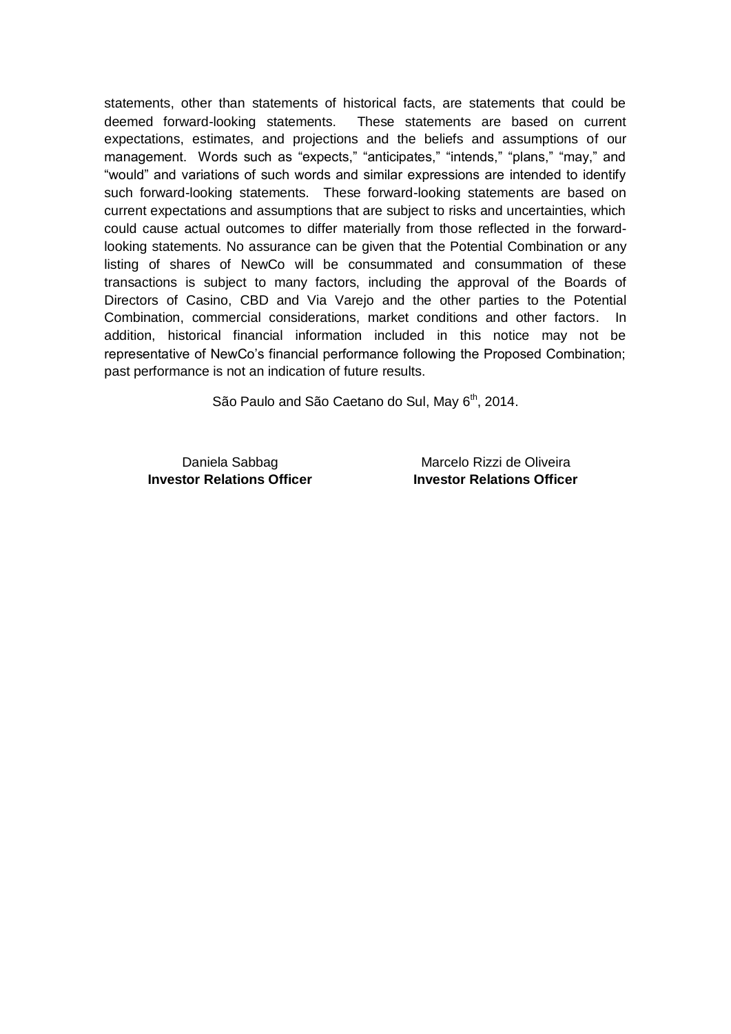statements, other than statements of historical facts, are statements that could be deemed forward-looking statements. These statements are based on current expectations, estimates, and projections and the beliefs and assumptions of our management. Words such as "expects," "anticipates," "intends," "plans," "may," and "would" and variations of such words and similar expressions are intended to identify such forward-looking statements. These forward-looking statements are based on current expectations and assumptions that are subject to risks and uncertainties, which could cause actual outcomes to differ materially from those reflected in the forward-looking statements. No assurance can be given that the Potential Combination or any listing of shares of NewCo will be consummated and consummation of these transactions is subject to many factors, including the approval of the Boards of Directors of Casino, CBD and Via Varejo and the other parties to the Potential Combination, commercial considerations, market conditions and other factors. In addition, historical financial information included in this notice may not be representative of NewCo's financial performance following the Proposed Combination; past performance is not an indication of future results.

São Paulo and São Caetano do Sul, May 6th, 2014.

Daniela Sabbag
**Investor Relations Officer**

Marcelo Rizzi de Oliveira
**Investor Relations Officer**